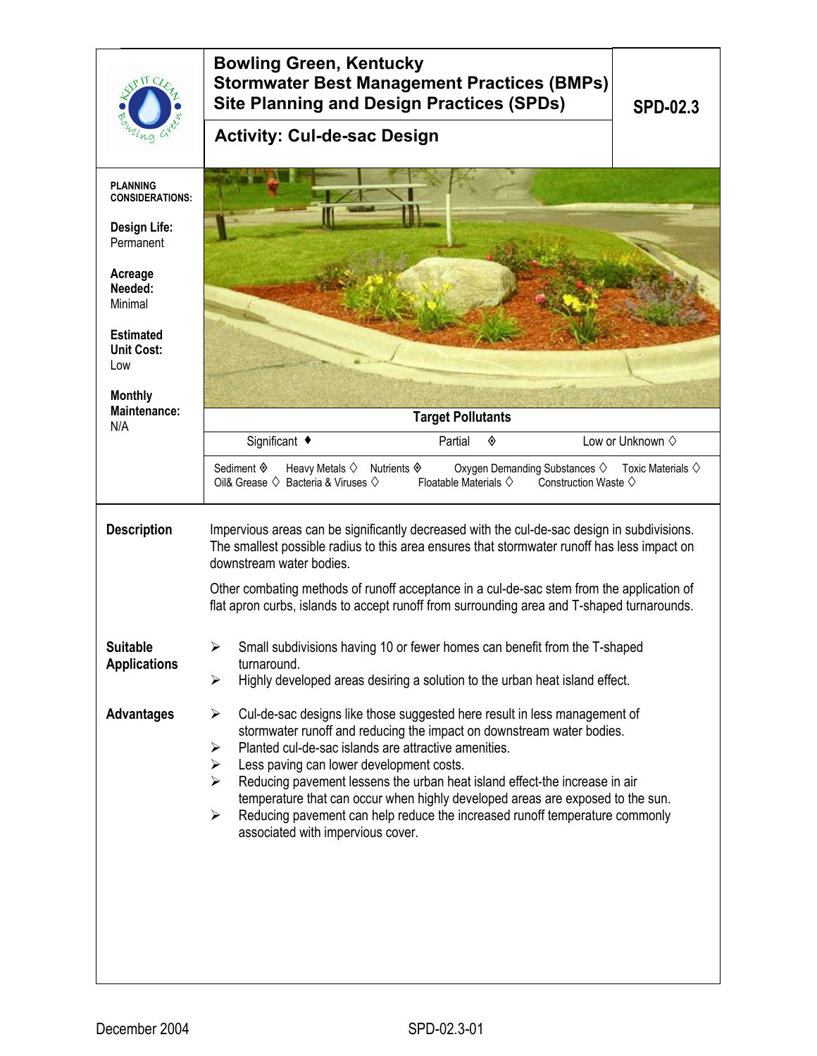# Bowling Green, Kentucky
# Stormwater Best Management Practices (BMPs)
# Site Planning and Design Practices (SPDs)

## Activity: Cul-de-sac Design

**SPD-02.3**

**PLANNING CONSIDERATIONS:**

**Design Life:** Permanent

**Acreage Needed:** Minimal

**Estimated Unit Cost:** Low

**Monthly Maintenance:** N/A

**Target Pollutants**

| Significant ♦ | Partial ◈ | Low or Unknown ◇ |
|---|---|---|

Sediment ◈ Heavy Metals ◇ Nutrients ◈ Oxygen Demanding Substances ◇ Toxic Materials ◇
Oil& Grease ◇ Bacteria & Viruses ◇ Floatable Materials ◇ Construction Waste ◇

### Description

Impervious areas can be significantly decreased with the cul-de-sac design in subdivisions. The smallest possible radius to this area ensures that stormwater runoff has less impact on downstream water bodies.

Other combating methods of runoff acceptance in a cul-de-sac stem from the application of flat apron curbs, islands to accept runoff from surrounding area and T-shaped turnarounds.

### Suitable Applications

- Small subdivisions having 10 or fewer homes can benefit from the T-shaped turnaround.
- Highly developed areas desiring a solution to the urban heat island effect.

### Advantages

- Cul-de-sac designs like those suggested here result in less management of stormwater runoff and reducing the impact on downstream water bodies.
- Planted cul-de-sac islands are attractive amenities.
- Less paving can lower development costs.
- Reducing pavement lessens the urban heat island effect-the increase in air temperature that can occur when highly developed areas are exposed to the sun.
- Reducing pavement can help reduce the increased runoff temperature commonly associated with impervious cover.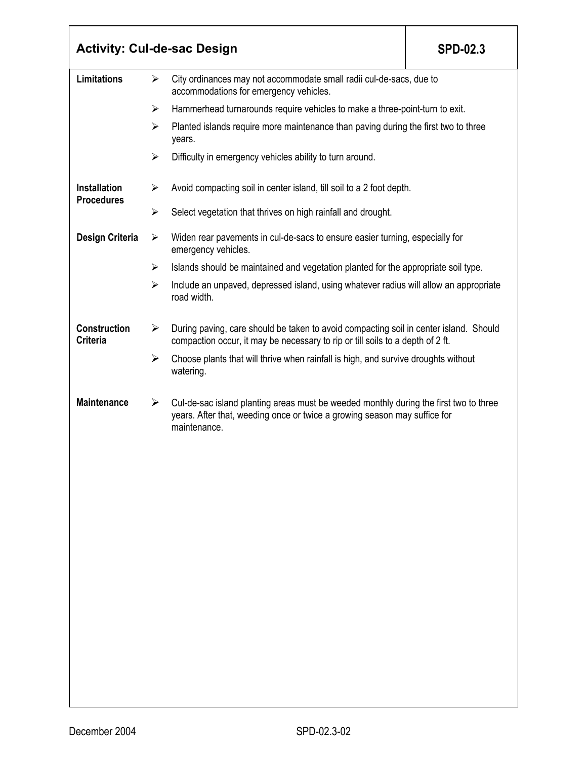## Activity: Cul-de-sac Design — SPD-02.3

**Limitations**

- City ordinances may not accommodate small radii cul-de-sacs, due to accommodations for emergency vehicles.
- Hammerhead turnarounds require vehicles to make a three-point-turn to exit.
- Planted islands require more maintenance than paving during the first two to three years.
- Difficulty in emergency vehicles ability to turn around.

**Installation Procedures**

- Avoid compacting soil in center island, till soil to a 2 foot depth.
- Select vegetation that thrives on high rainfall and drought.

**Design Criteria**

- Widen rear pavements in cul-de-sacs to ensure easier turning, especially for emergency vehicles.
- Islands should be maintained and vegetation planted for the appropriate soil type.
- Include an unpaved, depressed island, using whatever radius will allow an appropriate road width.

**Construction Criteria**

- During paving, care should be taken to avoid compacting soil in center island. Should compaction occur, it may be necessary to rip or till soils to a depth of 2 ft.
- Choose plants that will thrive when rainfall is high, and survive droughts without watering.

**Maintenance**

- Cul-de-sac island planting areas must be weeded monthly during the first two to three years. After that, weeding once or twice a growing season may suffice for maintenance.